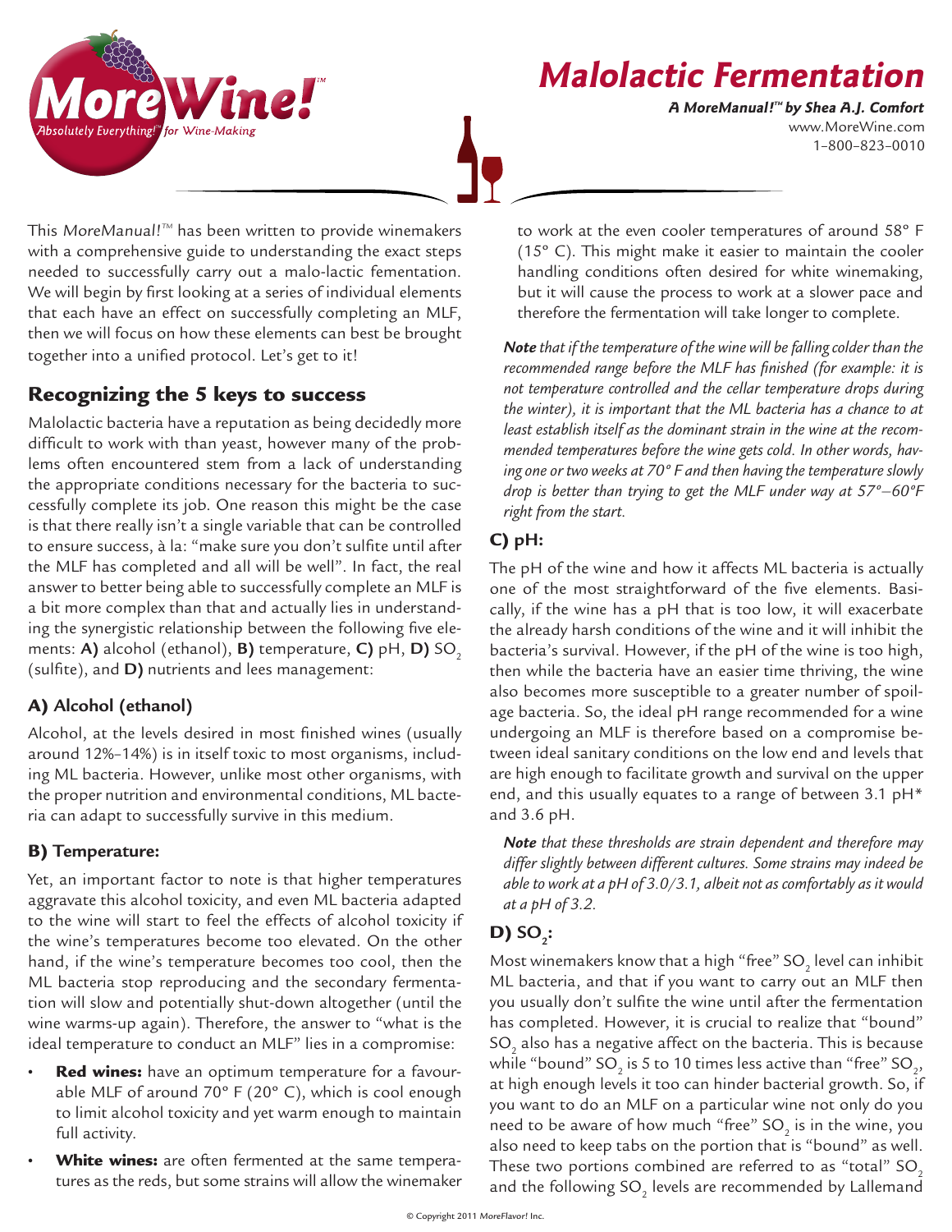# Malolactic Fermentation

***A MoreManual!™ by Shea A.J. Comfort***
www.MoreWine.com
1–800–823–0010

This *MoreManual!™* has been written to provide winemakers with a comprehensive guide to understanding the exact steps needed to successfully carry out a malo-lactic fementation. We will begin by first looking at a series of individual elements that each have an effect on successfully completing an MLF, then we will focus on how these elements can best be brought together into a unified protocol. Let's get to it!

## Recognizing the 5 keys to success

Malolactic bacteria have a reputation as being decidedly more difficult to work with than yeast, however many of the problems often encountered stem from a lack of understanding the appropriate conditions necessary for the bacteria to successfully complete its job. One reason this might be the case is that there really isn't a single variable that can be controlled to ensure success, à la: "make sure you don't sulfite until after the MLF has completed and all will be well". In fact, the real answer to better being able to successfully complete an MLF is a bit more complex than that and actually lies in understanding the synergistic relationship between the following five elements: **A)** alcohol (ethanol), **B)** temperature, **C)** pH, **D)** $SO_2$ (sulfite), and **D)** nutrients and lees management:

### A) Alcohol (ethanol)

Alcohol, at the levels desired in most finished wines (usually around 12%–14%) is in itself toxic to most organisms, including ML bacteria. However, unlike most other organisms, with the proper nutrition and environmental conditions, ML bacteria can adapt to successfully survive in this medium.

### B) Temperature:

Yet, an important factor to note is that higher temperatures aggravate this alcohol toxicity, and even ML bacteria adapted to the wine will start to feel the effects of alcohol toxicity if the wine's temperatures become too elevated. On the other hand, if the wine's temperature becomes too cool, then the ML bacteria stop reproducing and the secondary fermentation will slow and potentially shut-down altogether (until the wine warms-up again). Therefore, the answer to "what is the ideal temperature to conduct an MLF" lies in a compromise:

- **Red wines:** have an optimum temperature for a favourable MLF of around 70° F (20° C), which is cool enough to limit alcohol toxicity and yet warm enough to maintain full activity.
- **White wines:** are often fermented at the same temperatures as the reds, but some strains will allow the winemaker to work at the even cooler temperatures of around 58° F (15° C). This might make it easier to maintain the cooler handling conditions often desired for white winemaking, but it will cause the process to work at a slower pace and therefore the fermentation will take longer to complete.

***Note*** *that if the temperature of the wine will be falling colder than the recommended range before the MLF has finished (for example: it is not temperature controlled and the cellar temperature drops during the winter), it is important that the ML bacteria has a chance to at least establish itself as the dominant strain in the wine at the recommended temperatures before the wine gets cold. In other words, having one or two weeks at 70° F and then having the temperature slowly drop is better than trying to get the MLF under way at 57°–60°F right from the start.*

### C) pH:

The pH of the wine and how it affects ML bacteria is actually one of the most straightforward of the five elements. Basically, if the wine has a pH that is too low, it will exacerbate the already harsh conditions of the wine and it will inhibit the bacteria's survival. However, if the pH of the wine is too high, then while the bacteria have an easier time thriving, the wine also becomes more susceptible to a greater number of spoilage bacteria. So, the ideal pH range recommended for a wine undergoing an MLF is therefore based on a compromise between ideal sanitary conditions on the low end and levels that are high enough to facilitate growth and survival on the upper end, and this usually equates to a range of between 3.1 pH* and 3.6 pH.

***Note*** *that these thresholds are strain dependent and therefore may differ slightly between different cultures. Some strains may indeed be able to work at a pH of 3.0/3.1, albeit not as comfortably as it would at a pH of 3.2.*

### D) $SO_2$:

Most winemakers know that a high "free" $SO_2$ level can inhibit ML bacteria, and that if you want to carry out an MLF then you usually don't sulfite the wine until after the fermentation has completed. However, it is crucial to realize that "bound" $SO_2$ also has a negative affect on the bacteria. This is because while "bound" $SO_2$ is 5 to 10 times less active than "free" $SO_2$, at high enough levels it too can hinder bacterial growth. So, if you want to do an MLF on a particular wine not only do you need to be aware of how much "free" $SO_2$ is in the wine, you also need to keep tabs on the portion that is "bound" as well. These two portions combined are referred to as "total" $SO_2$ and the following $SO_2$ levels are recommended by Lallemand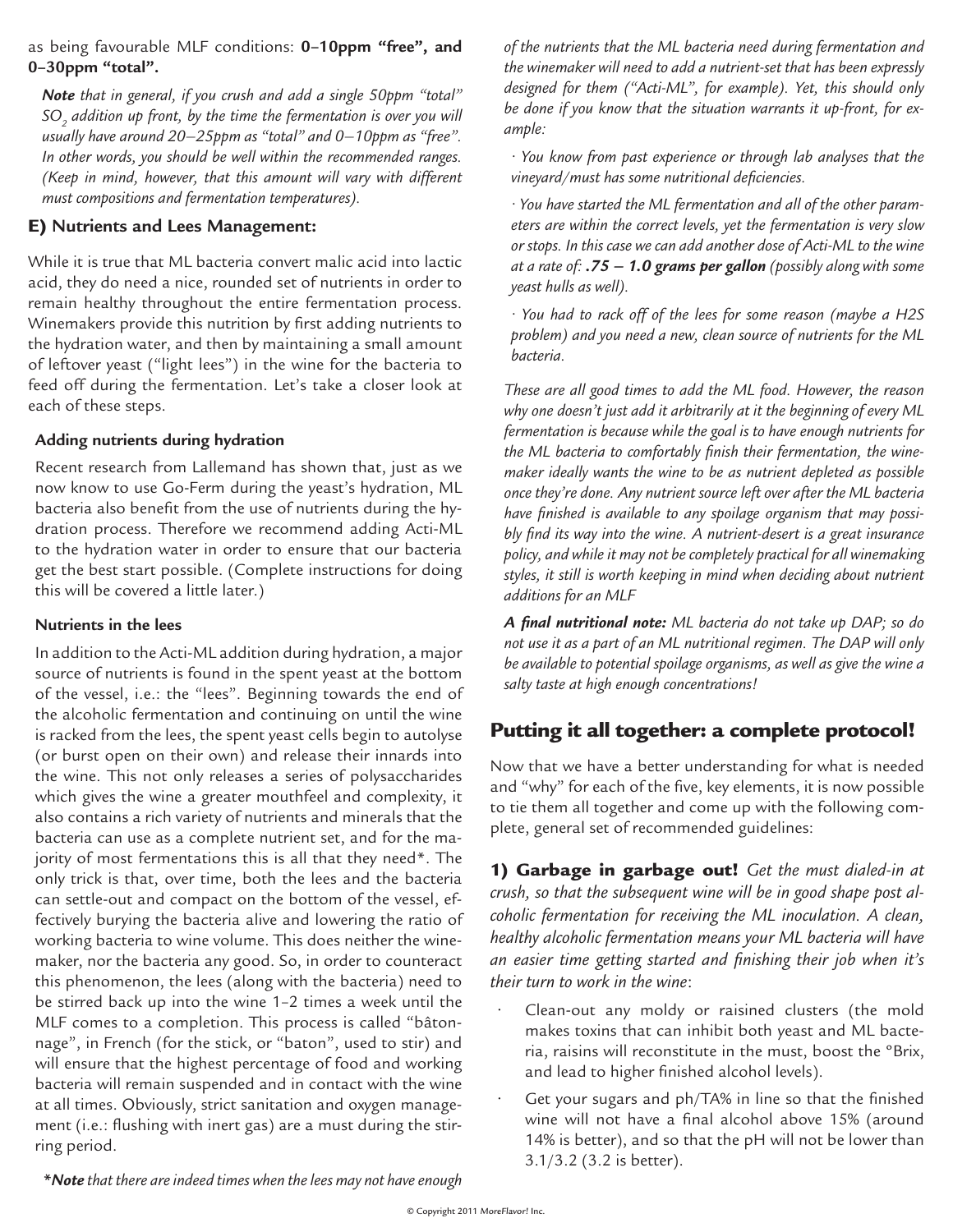as being favourable MLF conditions: **0–10ppm "free", and 0–30ppm "total".**

***Note*** *that in general, if you crush and add a single 50ppm "total" $SO_2$ addition up front, by the time the fermentation is over you will usually have around 20–25ppm as "total" and 0–10ppm as "free". In other words, you should be well within the recommended ranges. (Keep in mind, however, that this amount will vary with different must compositions and fermentation temperatures).*

### E) Nutrients and Lees Management:

While it is true that ML bacteria convert malic acid into lactic acid, they do need a nice, rounded set of nutrients in order to remain healthy throughout the entire fermentation process. Winemakers provide this nutrition by first adding nutrients to the hydration water, and then by maintaining a small amount of leftover yeast ("light lees") in the wine for the bacteria to feed off during the fermentation. Let's take a closer look at each of these steps.

#### Adding nutrients during hydration

Recent research from Lallemand has shown that, just as we now know to use Go-Ferm during the yeast's hydration, ML bacteria also benefit from the use of nutrients during the hydration process. Therefore we recommend adding Acti-ML to the hydration water in order to ensure that our bacteria get the best start possible. (Complete instructions for doing this will be covered a little later.)

#### Nutrients in the lees

In addition to the Acti-ML addition during hydration, a major source of nutrients is found in the spent yeast at the bottom of the vessel, i.e.: the "lees". Beginning towards the end of the alcoholic fermentation and continuing on until the wine is racked from the lees, the spent yeast cells begin to autolyse (or burst open on their own) and release their innards into the wine. This not only releases a series of polysaccharides which gives the wine a greater mouthfeel and complexity, it also contains a rich variety of nutrients and minerals that the bacteria can use as a complete nutrient set, and for the majority of most fermentations this is all that they need*. The only trick is that, over time, both the lees and the bacteria can settle-out and compact on the bottom of the vessel, effectively burying the bacteria alive and lowering the ratio of working bacteria to wine volume. This does neither the winemaker, nor the bacteria any good. So, in order to counteract this phenomenon, the lees (along with the bacteria) need to be stirred back up into the wine 1–2 times a week until the MLF comes to a completion. This process is called "bâtonnage", in French (for the stick, or "baton", used to stir) and will ensure that the highest percentage of food and working bacteria will remain suspended and in contact with the wine at all times. Obviously, strict sanitation and oxygen management (i.e.: flushing with inert gas) are a must during the stirring period.

*\*Note* *that there are indeed times when the lees may not have enough of the nutrients that the ML bacteria need during fermentation and the winemaker will need to add a nutrient-set that has been expressly designed for them ("Acti-ML", for example). Yet, this should only be done if you know that the situation warrants it up-front, for example:*

*· You know from past experience or through lab analyses that the vineyard/must has some nutritional deficiencies.*

*· You have started the ML fermentation and all of the other parameters are within the correct levels, yet the fermentation is very slow or stops. In this case we can add another dose of Acti-ML to the wine at a rate of: **.75 – 1.0 grams per gallon** (possibly along with some yeast hulls as well).*

*· You had to rack off of the lees for some reason (maybe a H2S problem) and you need a new, clean source of nutrients for the ML bacteria.*

*These are all good times to add the ML food. However, the reason why one doesn't just add it arbitrarily at it the beginning of every ML fermentation is because while the goal is to have enough nutrients for the ML bacteria to comfortably finish their fermentation, the winemaker ideally wants the wine to be as nutrient depleted as possible once they're done. Any nutrient source left over after the ML bacteria have finished is available to any spoilage organism that may possibly find its way into the wine. A nutrient-desert is a great insurance policy, and while it may not be completely practical for all winemaking styles, it still is worth keeping in mind when deciding about nutrient additions for an MLF*

***A final nutritional note:*** *ML bacteria do not take up DAP; so do not use it as a part of an ML nutritional regimen. The DAP will only be available to potential spoilage organisms, as well as give the wine a salty taste at high enough concentrations!*

## Putting it all together: a complete protocol!

Now that we have a better understanding for what is needed and "why" for each of the five, key elements, it is now possible to tie them all together and come up with the following complete, general set of recommended guidelines:

**1) Garbage in garbage out!** *Get the must dialed-in at crush, so that the subsequent wine will be in good shape post alcoholic fermentation for receiving the ML inoculation. A clean, healthy alcoholic fermentation means your ML bacteria will have an easier time getting started and finishing their job when it's their turn to work in the wine*:

- Clean-out any moldy or raisined clusters (the mold makes toxins that can inhibit both yeast and ML bacteria, raisins will reconstitute in the must, boost the °Brix, and lead to higher finished alcohol levels).
- Get your sugars and ph/TA% in line so that the finished wine will not have a final alcohol above 15% (around 14% is better), and so that the pH will not be lower than 3.1/3.2 (3.2 is better).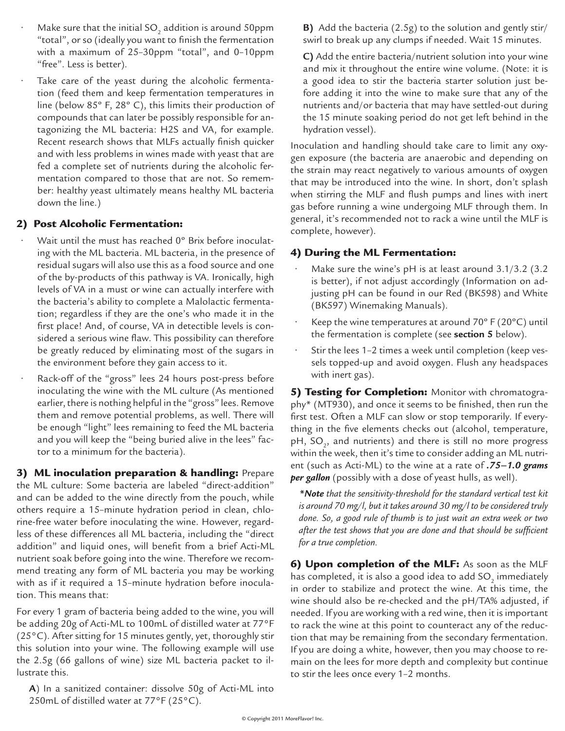- Make sure that the initial $SO_2$ addition is around 50ppm "total", or so (ideally you want to finish the fermentation with a maximum of 25–30ppm "total", and 0–10ppm "free". Less is better).
- Take care of the yeast during the alcoholic fermentation (feed them and keep fermentation temperatures in line (below 85° F, 28° C), this limits their production of compounds that can later be possibly responsible for antagonizing the ML bacteria: H2S and VA, for example. Recent research shows that MLFs actually finish quicker and with less problems in wines made with yeast that are fed a complete set of nutrients during the alcoholic fermentation compared to those that are not. So remember: healthy yeast ultimately means healthy ML bacteria down the line.)

## 2) Post Alcoholic Fermentation:

- Wait until the must has reached 0° Brix before inoculating with the ML bacteria. ML bacteria, in the presence of residual sugars will also use this as a food source and one of the by-products of this pathway is VA. Ironically, high levels of VA in a must or wine can actually interfere with the bacteria's ability to complete a Malolactic fermentation; regardless if they are the one's who made it in the first place! And, of course, VA in detectible levels is considered a serious wine flaw. This possibility can therefore be greatly reduced by eliminating most of the sugars in the environment before they gain access to it.
- Rack-off of the "gross" lees 24 hours post-press before inoculating the wine with the ML culture (As mentioned earlier, there is nothing helpful in the "gross" lees. Remove them and remove potential problems, as well. There will be enough "light" lees remaining to feed the ML bacteria and you will keep the "being buried alive in the lees" factor to a minimum for the bacteria).

**3) ML inoculation preparation & handling:** Prepare the ML culture: Some bacteria are labeled "direct-addition" and can be added to the wine directly from the pouch, while others require a 15-minute hydration period in clean, chlorine-free water before inoculating the wine. However, regardless of these differences all ML bacteria, including the "direct addition" and liquid ones, will benefit from a brief Acti-ML nutrient soak before going into the wine. Therefore we recommend treating any form of ML bacteria you may be working with as if it required a 15-minute hydration before inoculation. This means that:

For every 1 gram of bacteria being added to the wine, you will be adding 20g of Acti-ML to 100mL of distilled water at 77°F (25°C). After sitting for 15 minutes gently, yet, thoroughly stir this solution into your wine. The following example will use the 2.5g (66 gallons of wine) size ML bacteria packet to illustrate this.

**A**) In a sanitized container: dissolve 50g of Acti-ML into 250mL of distilled water at 77°F (25°C).

**B)** Add the bacteria (2.5g) to the solution and gently stir/swirl to break up any clumps if needed. Wait 15 minutes.

**C)** Add the entire bacteria/nutrient solution into your wine and mix it throughout the entire wine volume. (Note: it is a good idea to stir the bacteria starter solution just before adding it into the wine to make sure that any of the nutrients and/or bacteria that may have settled-out during the 15 minute soaking period do not get left behind in the hydration vessel).

Inoculation and handling should take care to limit any oxygen exposure (the bacteria are anaerobic and depending on the strain may react negatively to various amounts of oxygen that may be introduced into the wine. In short, don't splash when stirring the MLF and flush pumps and lines with inert gas before running a wine undergoing MLF through them. In general, it's recommended not to rack a wine until the MLF is complete, however).

## 4) During the ML Fermentation:

- Make sure the wine's pH is at least around 3.1/3.2 (3.2 is better), if not adjust accordingly (Information on adjusting pH can be found in our Red (BK598) and White (BK597) Winemaking Manuals).
- Keep the wine temperatures at around 70° F (20°C) until the fermentation is complete (see **section 5** below).
- Stir the lees 1–2 times a week until completion (keep vessels topped-up and avoid oxygen. Flush any headspaces with inert gas).

**5) Testing for Completion:** Monitor with chromatography* (MT930), and once it seems to be finished, then run the first test. Often a MLF can slow or stop temporarily. If everything in the five elements checks out (alcohol, temperature, pH, $SO_2$, and nutrients) and there is still no more progress within the week, then it's time to consider adding an ML nutrient (such as Acti-ML) to the wine at a rate of ***.75–1.0 grams per gallon*** (possibly with a dose of yeast hulls, as well).

*\*Note that the sensitivity-threshold for the standard vertical test kit is around 70 mg/l, but it takes around 30 mg/l to be considered truly done. So, a good rule of thumb is to just wait an extra week or two after the test shows that you are done and that should be sufficient for a true completion.*

**6) Upon completion of the MLF:** As soon as the MLF has completed, it is also a good idea to add $SO_2$ immediately in order to stabilize and protect the wine. At this time, the wine should also be re-checked and the pH/TA% adjusted, if needed. If you are working with a red wine, then it is important to rack the wine at this point to counteract any of the reduction that may be remaining from the secondary fermentation. If you are doing a white, however, then you may choose to remain on the lees for more depth and complexity but continue to stir the lees once every 1–2 months.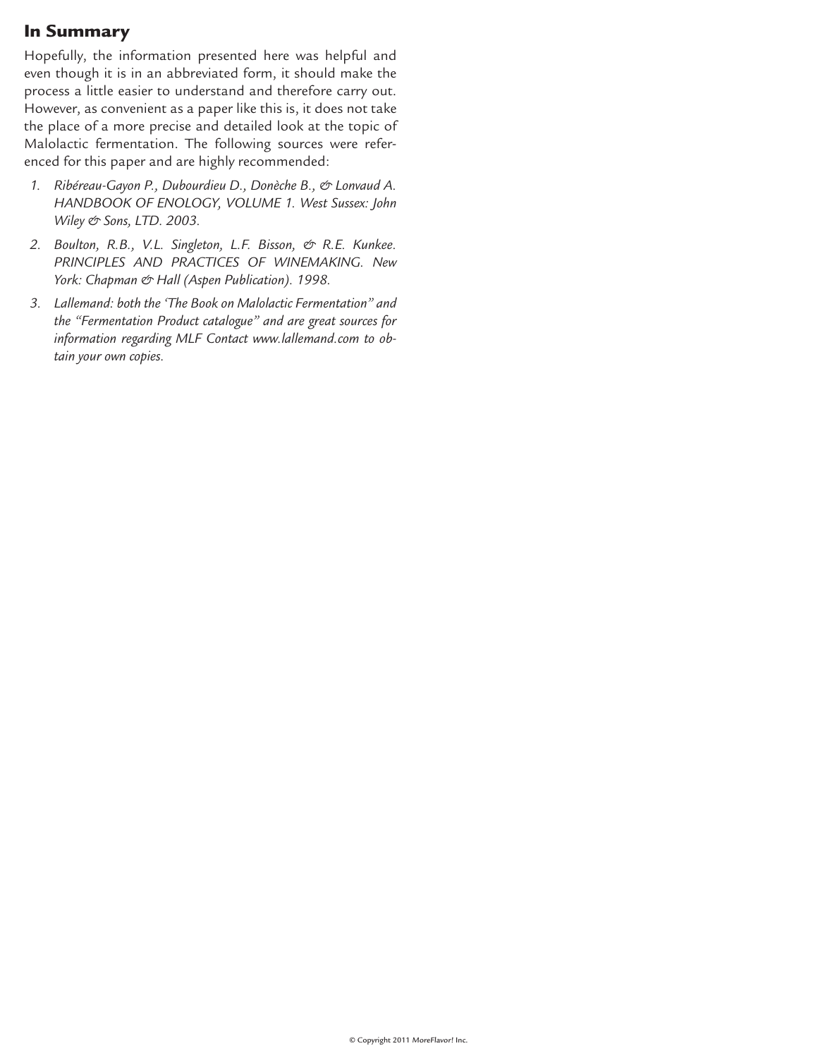## In Summary

Hopefully, the information presented here was helpful and even though it is in an abbreviated form, it should make the process a little easier to understand and therefore carry out. However, as convenient as a paper like this is, it does not take the place of a more precise and detailed look at the topic of Malolactic fermentation. The following sources were referenced for this paper and are highly recommended:

1. *Ribéreau-Gayon P., Dubourdieu D., Donèche B., & Lonvaud A. HANDBOOK OF ENOLOGY, VOLUME 1. West Sussex: John Wiley & Sons, LTD. 2003.*
2. *Boulton, R.B., V.L. Singleton, L.F. Bisson, & R.E. Kunkee. PRINCIPLES AND PRACTICES OF WINEMAKING. New York: Chapman & Hall (Aspen Publication). 1998.*
3. *Lallemand: both the 'The Book on Malolactic Fermentation" and the "Fermentation Product catalogue" and are great sources for information regarding MLF Contact www.lallemand.com to obtain your own copies.*

© Copyright 2011 MoreFlavor! Inc.